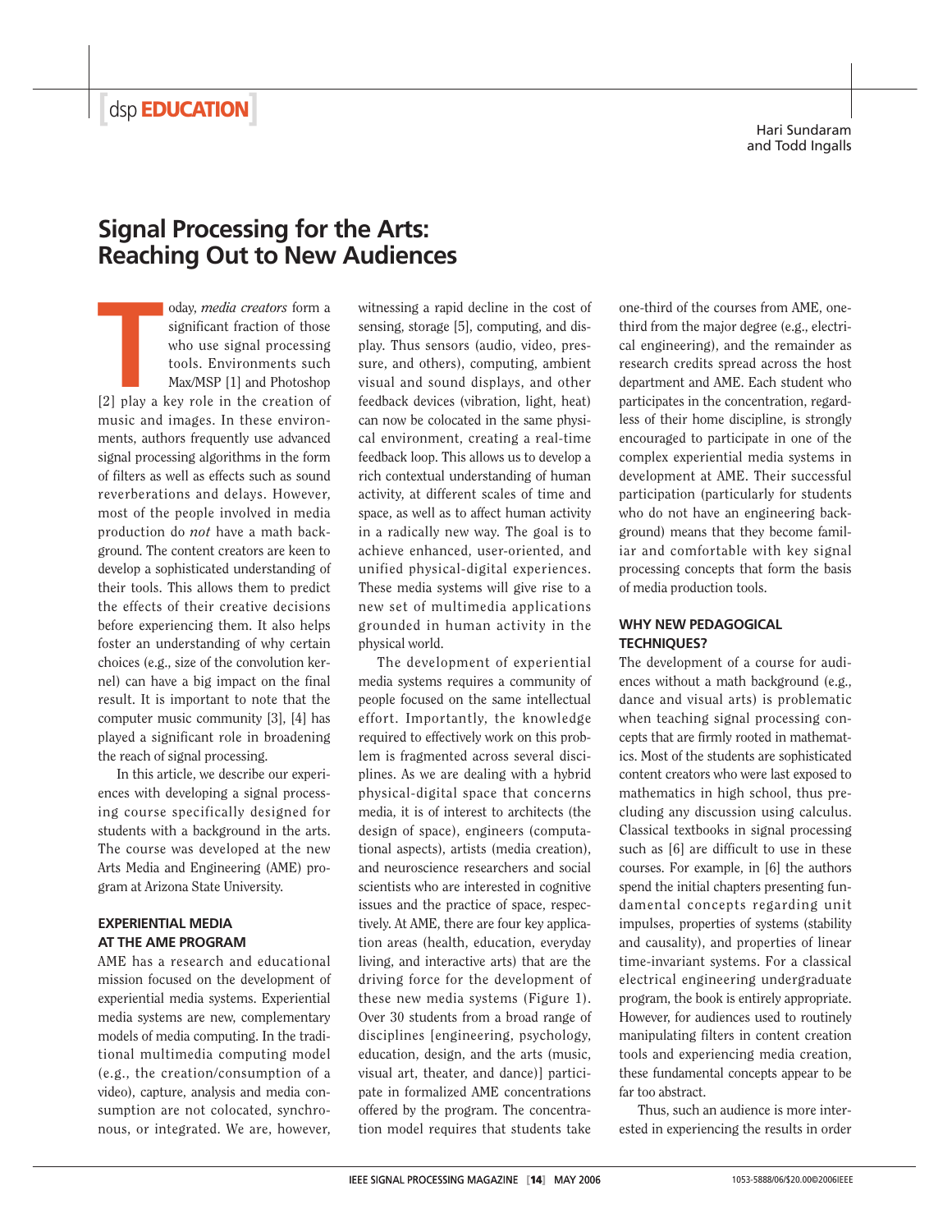[dsp **EDUCATION**]

Hari Sundaram
and Todd Ingalls

# Signal Processing for the Arts: Reaching Out to New Audiences

Today, *media creators* form a significant fraction of those who use signal processing tools. Environments such Max/MSP [1] and Photoshop [2] play a key role in the creation of music and images. In these environments, authors frequently use advanced signal processing algorithms in the form of filters as well as effects such as sound reverberations and delays. However, most of the people involved in media production do *not* have a math background. The content creators are keen to develop a sophisticated understanding of their tools. This allows them to predict the effects of their creative decisions before experiencing them. It also helps foster an understanding of why certain choices (e.g., size of the convolution kernel) can have a big impact on the final result. It is important to note that the computer music community [3], [4] has played a significant role in broadening the reach of signal processing.

In this article, we describe our experiences with developing a signal processing course specifically designed for students with a background in the arts. The course was developed at the new Arts Media and Engineering (AME) program at Arizona State University.

## EXPERIENTIAL MEDIA AT THE AME PROGRAM

AME has a research and educational mission focused on the development of experiential media systems. Experiential media systems are new, complementary models of media computing. In the traditional multimedia computing model (e.g., the creation/consumption of a video), capture, analysis and media consumption are not colocated, synchronous, or integrated. We are, however, witnessing a rapid decline in the cost of sensing, storage [5], computing, and display. Thus sensors (audio, video, pressure, and others), computing, ambient visual and sound displays, and other feedback devices (vibration, light, heat) can now be colocated in the same physical environment, creating a real-time feedback loop. This allows us to develop a rich contextual understanding of human activity, at different scales of time and space, as well as to affect human activity in a radically new way. The goal is to achieve enhanced, user-oriented, and unified physical-digital experiences. These media systems will give rise to a new set of multimedia applications grounded in human activity in the physical world.

The development of experiential media systems requires a community of people focused on the same intellectual effort. Importantly, the knowledge required to effectively work on this problem is fragmented across several disciplines. As we are dealing with a hybrid physical-digital space that concerns media, it is of interest to architects (the design of space), engineers (computational aspects), artists (media creation), and neuroscience researchers and social scientists who are interested in cognitive issues and the practice of space, respectively. At AME, there are four key application areas (health, education, everyday living, and interactive arts) that are the driving force for the development of these new media systems (Figure 1). Over 30 students from a broad range of disciplines [engineering, psychology, education, design, and the arts (music, visual art, theater, and dance)] participate in formalized AME concentrations offered by the program. The concentration model requires that students take one-third of the courses from AME, one-third from the major degree (e.g., electrical engineering), and the remainder as research credits spread across the host department and AME. Each student who participates in the concentration, regardless of their home discipline, is strongly encouraged to participate in one of the complex experiential media systems in development at AME. Their successful participation (particularly for students who do not have an engineering background) means that they become familiar and comfortable with key signal processing concepts that form the basis of media production tools.

## WHY NEW PEDAGOGICAL TECHNIQUES?

The development of a course for audiences without a math background (e.g., dance and visual arts) is problematic when teaching signal processing concepts that are firmly rooted in mathematics. Most of the students are sophisticated content creators who were last exposed to mathematics in high school, thus precluding any discussion using calculus. Classical textbooks in signal processing such as [6] are difficult to use in these courses. For example, in [6] the authors spend the initial chapters presenting fundamental concepts regarding unit impulses, properties of systems (stability and causality), and properties of linear time-invariant systems. For a classical electrical engineering undergraduate program, the book is entirely appropriate. However, for audiences used to routinely manipulating filters in content creation tools and experiencing media creation, these fundamental concepts appear to be far too abstract.

Thus, such an audience is more interested in experiencing the results in order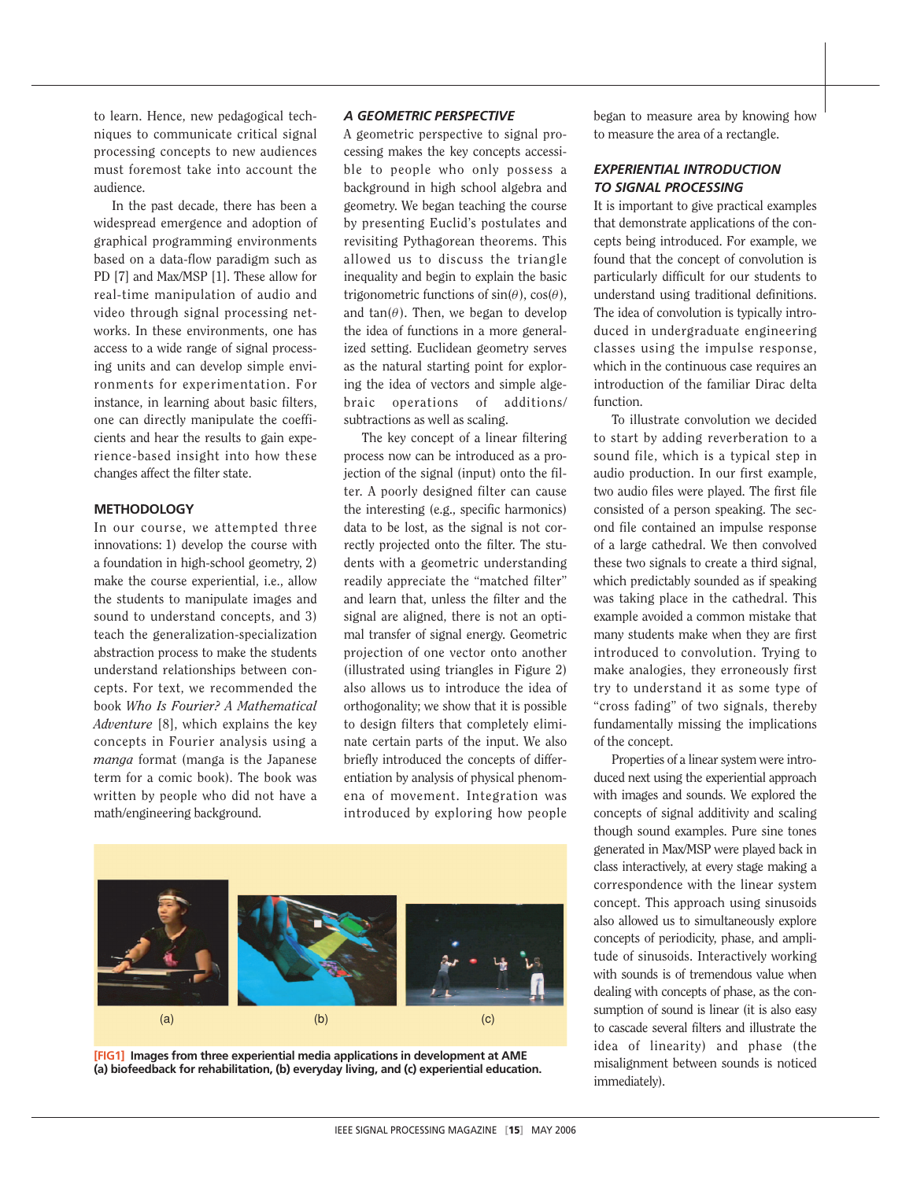to learn. Hence, new pedagogical techniques to communicate critical signal processing concepts to new audiences must foremost take into account the audience.

In the past decade, there has been a widespread emergence and adoption of graphical programming environments based on a data-flow paradigm such as PD [7] and Max/MSP [1]. These allow for real-time manipulation of audio and video through signal processing networks. In these environments, one has access to a wide range of signal processing units and can develop simple environments for experimentation. For instance, in learning about basic filters, one can directly manipulate the coefficients and hear the results to gain experience-based insight into how these changes affect the filter state.

## METHODOLOGY

In our course, we attempted three innovations: 1) develop the course with a foundation in high-school geometry, 2) make the course experiential, i.e., allow the students to manipulate images and sound to understand concepts, and 3) teach the generalization-specialization abstraction process to make the students understand relationships between concepts. For text, we recommended the book *Who Is Fourier? A Mathematical Adventure* [8], which explains the key concepts in Fourier analysis using a *manga* format (manga is the Japanese term for a comic book). The book was written by people who did not have a math/engineering background.

### *A GEOMETRIC PERSPECTIVE*

A geometric perspective to signal processing makes the key concepts accessible to people who only possess a background in high school algebra and geometry. We began teaching the course by presenting Euclid's postulates and revisiting Pythagorean theorems. This allowed us to discuss the triangle inequality and begin to explain the basic trigonometric functions of $\sin(\theta)$, $\cos(\theta)$, and $\tan(\theta)$. Then, we began to develop the idea of functions in a more generalized setting. Euclidean geometry serves as the natural starting point for exploring the idea of vectors and simple algebraic operations of additions/subtractions as well as scaling.

The key concept of a linear filtering process now can be introduced as a projection of the signal (input) onto the filter. A poorly designed filter can cause the interesting (e.g., specific harmonics) data to be lost, as the signal is not correctly projected onto the filter. The students with a geometric understanding readily appreciate the "matched filter" and learn that, unless the filter and the signal are aligned, there is not an optimal transfer of signal energy. Geometric projection of one vector onto another (illustrated using triangles in Figure 2) also allows us to introduce the idea of orthogonality; we show that it is possible to design filters that completely eliminate certain parts of the input. We also briefly introduced the concepts of differentiation by analysis of physical phenomena of movement. Integration was introduced by exploring how people began to measure area by knowing how to measure the area of a rectangle.

### *EXPERIENTIAL INTRODUCTION TO SIGNAL PROCESSING*

It is important to give practical examples that demonstrate applications of the concepts being introduced. For example, we found that the concept of convolution is particularly difficult for our students to understand using traditional definitions. The idea of convolution is typically introduced in undergraduate engineering classes using the impulse response, which in the continuous case requires an introduction of the familiar Dirac delta function.

To illustrate convolution we decided to start by adding reverberation to a sound file, which is a typical step in audio production. In our first example, two audio files were played. The first file consisted of a person speaking. The second file contained an impulse response of a large cathedral. We then convolved these two signals to create a third signal, which predictably sounded as if speaking was taking place in the cathedral. This example avoided a common mistake that many students make when they are first introduced to convolution. Trying to make analogies, they erroneously first try to understand it as some type of "cross fading" of two signals, thereby fundamentally missing the implications of the concept.

Properties of a linear system were introduced next using the experiential approach with images and sounds. We explored the concepts of signal additivity and scaling though sound examples. Pure sine tones generated in Max/MSP were played back in class interactively, at every stage making a correspondence with the linear system concept. This approach using sinusoids also allowed us to simultaneously explore concepts of periodicity, phase, and amplitude of sinusoids. Interactively working with sounds is of tremendous value when dealing with concepts of phase, as the consumption of sound is linear (it is also easy to cascade several filters and illustrate the idea of linearity) and phase (the misalignment between sounds is noticed immediately).

(a) (b) (c)

**[FIG1] Images from three experiential media applications in development at AME (a) biofeedback for rehabilitation, (b) everyday living, and (c) experiential education.**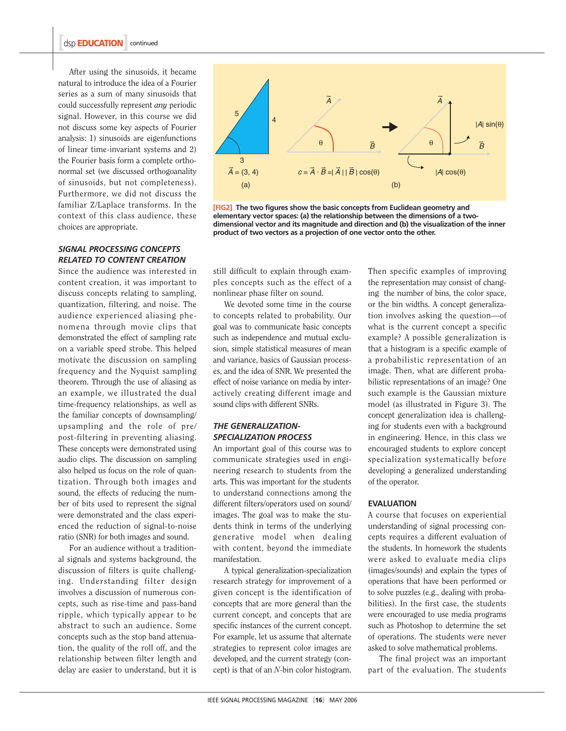After using the sinusoids, it became natural to introduce the idea of a Fourier series as a sum of many sinusoids that could successfully represent *any* periodic signal. However, in this course we did not discuss some key aspects of Fourier analysis: 1) sinusoids are eigenfunctions of linear time-invariant systems and 2) the Fourier basis form a complete orthonormal set (we discussed orthogoanality of sinusoids, but not completeness). Furthermore, we did not discuss the familiar Z/Laplace transforms. In the context of this class audience, these choices are appropriate.

**[FIG2] The two figures show the basic concepts from Euclidean geometry and elementary vector spaces: (a) the relationship between the dimensions of a two-dimensional vector and its magnitude and direction and (b) the visualization of the inner product of two vectors as a projection of one vector onto the other.**

### *SIGNAL PROCESSING CONCEPTS RELATED TO CONTENT CREATION*

Since the audience was interested in content creation, it was important to discuss concepts relating to sampling, quantization, filtering, and noise. The audience experienced aliasing phenomena through movie clips that demonstrated the effect of sampling rate on a variable speed strobe. This helped motivate the discussion on sampling frequency and the Nyquist sampling theorem. Through the use of aliasing as an example, we illustrated the dual time-frequency relationships, as well as the familiar concepts of downsampling/upsampling and the role of pre/post-filtering in preventing aliasing. These concepts were demonstrated using audio clips. The discussion on sampling also helped us focus on the role of quantization. Through both images and sound, the effects of reducing the number of bits used to represent the signal were demonstrated and the class experienced the reduction of signal-to-noise ratio (SNR) for both images and sound.

For an audience without a traditional signals and systems background, the discussion of filters is quite challenging. Understanding filter design involves a discussion of numerous concepts, such as rise-time and pass-band ripple, which typically appear to be abstract to such an audience. Some concepts such as the stop band attenuation, the quality of the roll off, and the relationship between filter length and delay are easier to understand, but it is still difficult to explain through examples concepts such as the effect of a nonlinear phase filter on sound.

We devoted some time in the course to concepts related to probability. Our goal was to communicate basic concepts such as independence and mutual exclusion, simple statistical measures of mean and variance, basics of Gaussian processes, and the idea of SNR. We presented the effect of noise variance on media by interactively creating different image and sound clips with different SNRs.

### *THE GENERALIZATION-SPECIALIZATION PROCESS*

An important goal of this course was to communicate strategies used in engineering research to students from the arts. This was important for the students to understand connections among the different filters/operators used on sound/images. The goal was to make the students think in terms of the underlying generative model when dealing with content, beyond the immediate manifestation.

A typical generalization-specialization research strategy for improvement of a given concept is the identification of concepts that are more general than the current concept, and concepts that are specific instances of the current concept. For example, let us assume that alternate strategies to represent color images are developed, and the current strategy (concept) is that of an $N$-bin color histogram. Then specific examples of improving the representation may consist of changing the number of bins, the color space, or the bin widths. A concept generalization involves asking the question—of what is the current concept a specific example? A possible generalization is that a histogram is a specific example of a probabilistic representation of an image. Then, what are different probabilistic representations of an image? One such example is the Gaussian mixture model (as illustrated in Figure 3). The concept generalization idea is challenging for students even with a background in engineering. Hence, in this class we encouraged students to explore concept specialization systematically before developing a generalized understanding of the operator.

### EVALUATION

A course that focuses on experiential understanding of signal processing concepts requires a different evaluation of the students. In homework the students were asked to evaluate media clips (images/sounds) and explain the types of operations that have been performed or to solve puzzles (e.g., dealing with probabilities). In the first case, the students were encouraged to use media programs such as Photoshop to determine the set of operations. The students were never asked to solve mathematical problems.

The final project was an important part of the evaluation. The students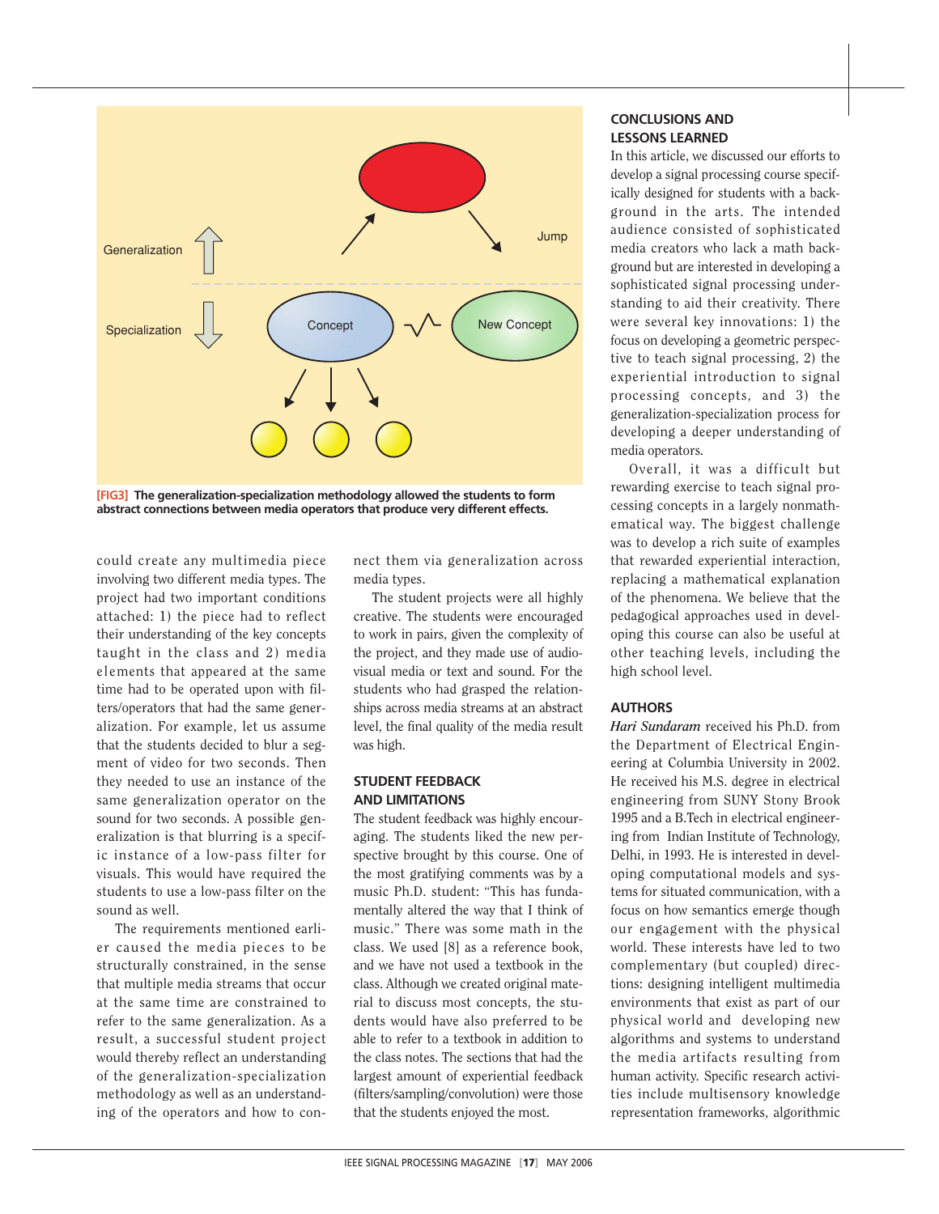[FIG3] The generalization-specialization methodology allowed the students to form abstract connections between media operators that produce very different effects.

could create any multimedia piece involving two different media types. The project had two important conditions attached: 1) the piece had to reflect their understanding of the key concepts taught in the class and 2) media elements that appeared at the same time had to be operated upon with filters/operators that had the same generalization. For example, let us assume that the students decided to blur a segment of video for two seconds. Then they needed to use an instance of the same generalization operator on the sound for two seconds. A possible generalization is that blurring is a specific instance of a low-pass filter for visuals. This would have required the students to use a low-pass filter on the sound as well.

The requirements mentioned earlier caused the media pieces to be structurally constrained, in the sense that multiple media streams that occur at the same time are constrained to refer to the same generalization. As a result, a successful student project would thereby reflect an understanding of the generalization-specialization methodology as well as an understanding of the operators and how to connect them via generalization across media types.

The student projects were all highly creative. The students were encouraged to work in pairs, given the complexity of the project, and they made use of audiovisual media or text and sound. For the students who had grasped the relationships across media streams at an abstract level, the final quality of the media result was high.

## STUDENT FEEDBACK AND LIMITATIONS

The student feedback was highly encouraging. The students liked the new perspective brought by this course. One of the most gratifying comments was by a music Ph.D. student: "This has fundamentally altered the way that I think of music." There was some math in the class. We used [8] as a reference book, and we have not used a textbook in the class. Although we created original material to discuss most concepts, the students would have also preferred to be able to refer to a textbook in addition to the class notes. The sections that had the largest amount of experiential feedback (filters/sampling/convolution) were those that the students enjoyed the most.

## CONCLUSIONS AND LESSONS LEARNED

In this article, we discussed our efforts to develop a signal processing course specifically designed for students with a background in the arts. The intended audience consisted of sophisticated media creators who lack a math background but are interested in developing a sophisticated signal processing understanding to aid their creativity. There were several key innovations: 1) the focus on developing a geometric perspective to teach signal processing, 2) the experiential introduction to signal processing concepts, and 3) the generalization-specialization process for developing a deeper understanding of media operators.

Overall, it was a difficult but rewarding exercise to teach signal processing concepts in a largely nonmathematical way. The biggest challenge was to develop a rich suite of examples that rewarded experiential interaction, replacing a mathematical explanation of the phenomena. We believe that the pedagogical approaches used in developing this course can also be useful at other teaching levels, including the high school level.

## AUTHORS

***Hari Sundaram*** received his Ph.D. from the Department of Electrical Engineering at Columbia University in 2002. He received his M.S. degree in electrical engineering from SUNY Stony Brook 1995 and a B.Tech in electrical engineering from Indian Institute of Technology, Delhi, in 1993. He is interested in developing computational models and systems for situated communication, with a focus on how semantics emerge though our engagement with the physical world. These interests have led to two complementary (but coupled) directions: designing intelligent multimedia environments that exist as part of our physical world and developing new algorithms and systems to understand the media artifacts resulting from human activity. Specific research activities include multisensory knowledge representation frameworks, algorithmic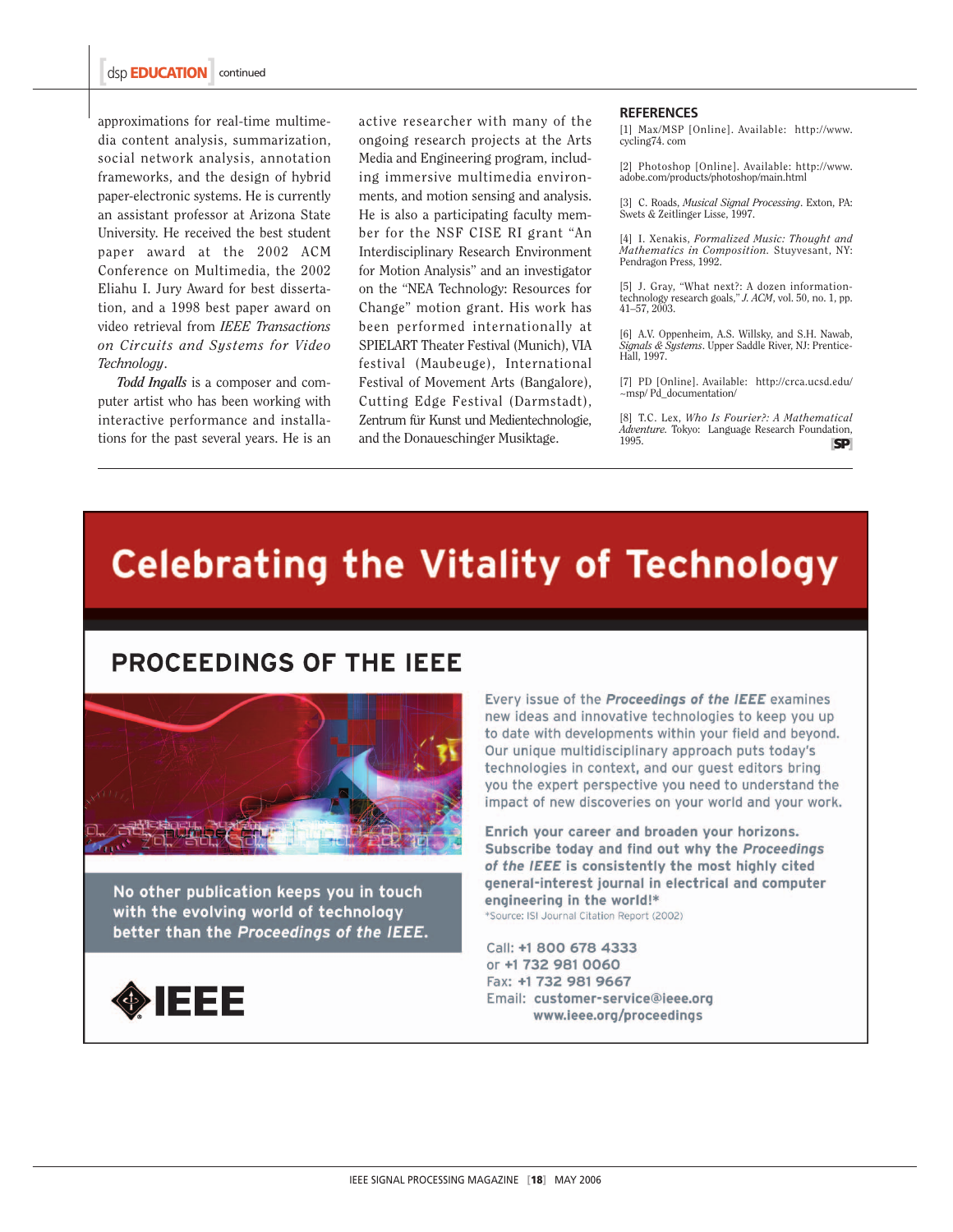approximations for real-time multimedia content analysis, summarization, social network analysis, annotation frameworks, and the design of hybrid paper-electronic systems. He is currently an assistant professor at Arizona State University. He received the best student paper award at the 2002 ACM Conference on Multimedia, the 2002 Eliahu I. Jury Award for best dissertation, and a 1998 best paper award on video retrieval from *IEEE Transactions on Circuits and Systems for Video Technology*.

*Todd Ingalls* is a composer and computer artist who has been working with interactive performance and installations for the past several years. He is an active researcher with many of the ongoing research projects at the Arts Media and Engineering program, including immersive multimedia environments, and motion sensing and analysis. He is also a participating faculty member for the NSF CISE RI grant "An Interdisciplinary Research Environment for Motion Analysis" and an investigator on the "NEA Technology: Resources for Change" motion grant. His work has been performed internationally at SPIELART Theater Festival (Munich), VIA festival (Maubeuge), International Festival of Movement Arts (Bangalore), Cutting Edge Festival (Darmstadt), Zentrum für Kunst und Medientechnologie, and the Donaueschinger Musiktage.

## REFERENCES

[1] Max/MSP [Online]. Available: http://www.cycling74.com

[2] Photoshop [Online]. Available: http://www.adobe.com/products/photoshop/main.html

[3] C. Roads, *Musical Signal Processing*. Exton, PA: Swets & Zeitlinger Lisse, 1997.

[4] I. Xenakis, *Formalized Music: Thought and Mathematics in Composition*. Stuyvesant, NY: Pendragon Press, 1992.

[5] J. Gray, "What next?: A dozen information-technology research goals," *J. ACM*, vol. 50, no. 1, pp. 41–57, 2003.

[6] A.V. Oppenheim, A.S. Willsky, and S.H. Nawab, *Signals & Systems*. Upper Saddle River, NJ: Prentice-Hall, 1997.

[7] PD [Online]. Available: http://crca.ucsd.edu/~msp/Pd_documentation/

[8] T.C. Lex, *Who Is Fourier?: A Mathematical Adventure*. Tokyo: Language Research Foundation, 1995.

# Celebrating the Vitality of Technology

## PROCEEDINGS OF THE IEEE

No other publication keeps you in touch with the evolving world of technology better than the *Proceedings of the IEEE*.

Every issue of the ***Proceedings of the IEEE*** examines new ideas and innovative technologies to keep you up to date with developments within your field and beyond. Our unique multidisciplinary approach puts today's technologies in context, and our guest editors bring you the expert perspective you need to understand the impact of new discoveries on your world and your work.

**Enrich your career and broaden your horizons. Subscribe today and find out why the *Proceedings of the IEEE* is consistently the most highly cited general-interest journal in electrical and computer engineering in the world!\***

\*Source: ISI Journal Citation Report (2002)

Call: **+1 800 678 4333**
or **+1 732 981 0060**
Fax: **+1 732 981 9667**
Email: **customer-service@ieee.org**
**www.ieee.org/proceedings**

IEEE